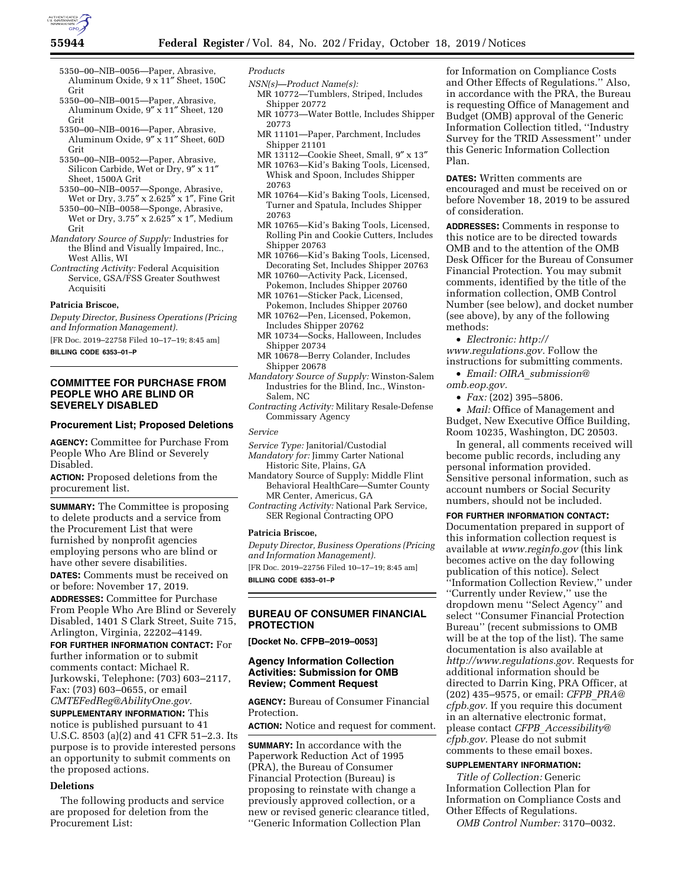5350–00–NIB–0056—Paper, Abrasive, Aluminum Oxide, 9 x 11″ Sheet, 150C Grit
5350–00–NIB–0015—Paper, Abrasive, Aluminum Oxide, 9″ x 11″ Sheet, 120 Grit
5350–00–NIB–0016—Paper, Abrasive, Aluminum Oxide, 9″ x 11″ Sheet, 60D Grit
5350–00–NIB–0052—Paper, Abrasive, Silicon Carbide, Wet or Dry, 9″ x 11″ Sheet, 1500A Grit
5350–00–NIB–0057—Sponge, Abrasive, Wet or Dry, 3.75″ x 2.625″ x 1″, Fine Grit
5350–00–NIB–0058—Sponge, Abrasive, Wet or Dry, 3.75″ x 2.625″ x 1″, Medium Grit

*Mandatory Source of Supply:* Industries for the Blind and Visually Impaired, Inc., West Allis, WI

*Contracting Activity:* Federal Acquisition Service, GSA/FSS Greater Southwest Acquisiti

**Patricia Briscoe,**

*Deputy Director, Business Operations (Pricing and Information Management).*

[FR Doc. 2019–22758 Filed 10–17–19; 8:45 am]

**BILLING CODE 6353–01–P**

## COMMITTEE FOR PURCHASE FROM PEOPLE WHO ARE BLIND OR SEVERELY DISABLED

### Procurement List; Proposed Deletions

**AGENCY:** Committee for Purchase From People Who Are Blind or Severely Disabled.

**ACTION:** Proposed deletions from the procurement list.

**SUMMARY:** The Committee is proposing to delete products and a service from the Procurement List that were furnished by nonprofit agencies employing persons who are blind or have other severe disabilities.

**DATES:** Comments must be received on or before: November 17, 2019.

**ADDRESSES:** Committee for Purchase From People Who Are Blind or Severely Disabled, 1401 S Clark Street, Suite 715, Arlington, Virginia, 22202–4149.

**FOR FURTHER INFORMATION CONTACT:** For further information or to submit comments contact: Michael R. Jurkowski, Telephone: (703) 603–2117, Fax: (703) 603–0655, or email *CMTEFedReg@AbilityOne.gov.*

**SUPPLEMENTARY INFORMATION:** This notice is published pursuant to 41 U.S.C. 8503 (a)(2) and 41 CFR 51–2.3. Its purpose is to provide interested persons an opportunity to submit comments on the proposed actions.

#### Deletions

The following products and service are proposed for deletion from the Procurement List:

*Products*

*NSN(s)—Product Name(s):*

MR 10772—Tumblers, Striped, Includes Shipper 20772
MR 10773—Water Bottle, Includes Shipper 20773
MR 11101—Paper, Parchment, Includes Shipper 21101
MR 13112—Cookie Sheet, Small, 9″ x 13″
MR 10763—Kid's Baking Tools, Licensed, Whisk and Spoon, Includes Shipper 20763
MR 10764—Kid's Baking Tools, Licensed, Turner and Spatula, Includes Shipper 20763
MR 10765—Kid's Baking Tools, Licensed, Rolling Pin and Cookie Cutters, Includes Shipper 20763
MR 10766—Kid's Baking Tools, Licensed, Decorating Set, Includes Shipper 20763
MR 10760—Activity Pack, Licensed, Pokemon, Includes Shipper 20760
MR 10761—Sticker Pack, Licensed, Pokemon, Includes Shipper 20760
MR 10762—Pen, Licensed, Pokemon, Includes Shipper 20762
MR 10734—Socks, Halloween, Includes Shipper 20734
MR 10678—Berry Colander, Includes Shipper 20678

*Mandatory Source of Supply:* Winston-Salem Industries for the Blind, Inc., Winston-Salem, NC

*Contracting Activity:* Military Resale-Defense Commissary Agency

*Service*

*Service Type:* Janitorial/Custodial

*Mandatory for:* Jimmy Carter National Historic Site, Plains, GA

Mandatory Source of Supply: Middle Flint Behavioral HealthCare—Sumter County MR Center, Americus, GA

*Contracting Activity:* National Park Service, SER Regional Contracting OPO

**Patricia Briscoe,**

*Deputy Director, Business Operations (Pricing and Information Management).*

[FR Doc. 2019–22756 Filed 10–17–19; 8:45 am]

**BILLING CODE 6353–01–P**

## BUREAU OF CONSUMER FINANCIAL PROTECTION

**[Docket No. CFPB–2019–0053]**

### Agency Information Collection Activities: Submission for OMB Review; Comment Request

**AGENCY:** Bureau of Consumer Financial Protection.

**ACTION:** Notice and request for comment.

**SUMMARY:** In accordance with the Paperwork Reduction Act of 1995 (PRA), the Bureau of Consumer Financial Protection (Bureau) is proposing to reinstate with change a previously approved collection, or a new or revised generic clearance titled, ''Generic Information Collection Plan for Information on Compliance Costs and Other Effects of Regulations.'' Also, in accordance with the PRA, the Bureau is requesting Office of Management and Budget (OMB) approval of the Generic Information Collection titled, ''Industry Survey for the TRID Assessment'' under this Generic Information Collection Plan.

**DATES:** Written comments are encouraged and must be received on or before November 18, 2019 to be assured of consideration.

**ADDRESSES:** Comments in response to this notice are to be directed towards OMB and to the attention of the OMB Desk Officer for the Bureau of Consumer Financial Protection. You may submit comments, identified by the title of the information collection, OMB Control Number (see below), and docket number (see above), by any of the following methods:

- *Electronic: http://www.regulations.gov.* Follow the instructions for submitting comments.
- *Email: OIRA_submission@omb.eop.gov.*
- *Fax:* (202) 395–5806.
- *Mail:* Office of Management and Budget, New Executive Office Building, Room 10235, Washington, DC 20503.

In general, all comments received will become public records, including any personal information provided. Sensitive personal information, such as account numbers or Social Security numbers, should not be included.

**FOR FURTHER INFORMATION CONTACT:** Documentation prepared in support of this information collection request is available at *www.reginfo.gov* (this link becomes active on the day following publication of this notice). Select ''Information Collection Review,'' under ''Currently under Review,'' use the dropdown menu ''Select Agency'' and select ''Consumer Financial Protection Bureau'' (recent submissions to OMB will be at the top of the list). The same documentation is also available at *http://www.regulations.gov.* Requests for additional information should be directed to Darrin King, PRA Officer, at (202) 435–9575, or email: *CFPB_PRA@cfpb.gov.* If you require this document in an alternative electronic format, please contact *CFPB_Accessibility@cfpb.gov.* Please do not submit comments to these email boxes.

**SUPPLEMENTARY INFORMATION:**

*Title of Collection:* Generic Information Collection Plan for Information on Compliance Costs and Other Effects of Regulations.

*OMB Control Number:* 3170–0032.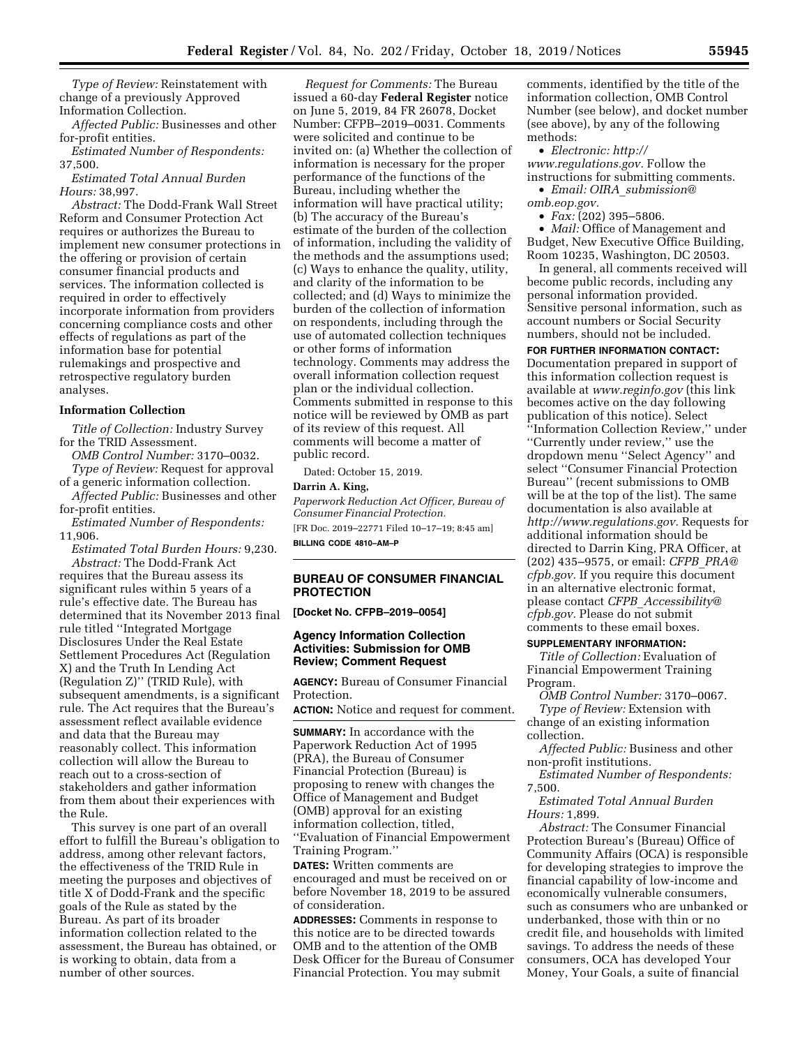*Type of Review:* Reinstatement with change of a previously Approved Information Collection.

*Affected Public:* Businesses and other for-profit entities.

*Estimated Number of Respondents:* 37,500.

*Estimated Total Annual Burden Hours:* 38,997.

*Abstract:* The Dodd-Frank Wall Street Reform and Consumer Protection Act requires or authorizes the Bureau to implement new consumer protections in the offering or provision of certain consumer financial products and services. The information collected is required in order to effectively incorporate information from providers concerning compliance costs and other effects of regulations as part of the information base for potential rulemakings and prospective and retrospective regulatory burden analyses.

**Information Collection**

*Title of Collection:* Industry Survey for the TRID Assessment.

*OMB Control Number:* 3170–0032.

*Type of Review:* Request for approval of a generic information collection.

*Affected Public:* Businesses and other for-profit entities.

*Estimated Number of Respondents:* 11,906.

*Estimated Total Burden Hours:* 9,230.

*Abstract:* The Dodd-Frank Act requires that the Bureau assess its significant rules within 5 years of a rule's effective date. The Bureau has determined that its November 2013 final rule titled ''Integrated Mortgage Disclosures Under the Real Estate Settlement Procedures Act (Regulation X) and the Truth In Lending Act (Regulation Z)'' (TRID Rule), with subsequent amendments, is a significant rule. The Act requires that the Bureau's assessment reflect available evidence and data that the Bureau may reasonably collect. This information collection will allow the Bureau to reach out to a cross-section of stakeholders and gather information from them about their experiences with the Rule.

This survey is one part of an overall effort to fulfill the Bureau's obligation to address, among other relevant factors, the effectiveness of the TRID Rule in meeting the purposes and objectives of title X of Dodd-Frank and the specific goals of the Rule as stated by the Bureau. As part of its broader information collection related to the assessment, the Bureau has obtained, or is working to obtain, data from a number of other sources.

*Request for Comments:* The Bureau issued a 60-day **Federal Register** notice on June 5, 2019, 84 FR 26078, Docket Number: CFPB–2019–0031. Comments were solicited and continue to be invited on: (a) Whether the collection of information is necessary for the proper performance of the functions of the Bureau, including whether the information will have practical utility; (b) The accuracy of the Bureau's estimate of the burden of the collection of information, including the validity of the methods and the assumptions used; (c) Ways to enhance the quality, utility, and clarity of the information to be collected; and (d) Ways to minimize the burden of the collection of information on respondents, including through the use of automated collection techniques or other forms of information technology. Comments may address the overall information collection request plan or the individual collection. Comments submitted in response to this notice will be reviewed by OMB as part of its review of this request. All comments will become a matter of public record.

Dated: October 15, 2019.

**Darrin A. King,**

*Paperwork Reduction Act Officer, Bureau of Consumer Financial Protection.*

[FR Doc. 2019–22771 Filed 10–17–19; 8:45 am]

**BILLING CODE 4810–AM–P**

## BUREAU OF CONSUMER FINANCIAL PROTECTION

**[Docket No. CFPB–2019–0054]**

### Agency Information Collection Activities: Submission for OMB Review; Comment Request

**AGENCY:** Bureau of Consumer Financial Protection.

**ACTION:** Notice and request for comment.

**SUMMARY:** In accordance with the Paperwork Reduction Act of 1995 (PRA), the Bureau of Consumer Financial Protection (Bureau) is proposing to renew with changes the Office of Management and Budget (OMB) approval for an existing information collection, titled, ''Evaluation of Financial Empowerment Training Program.''

**DATES:** Written comments are encouraged and must be received on or before November 18, 2019 to be assured of consideration.

**ADDRESSES:** Comments in response to this notice are to be directed towards OMB and to the attention of the OMB Desk Officer for the Bureau of Consumer Financial Protection. You may submit comments, identified by the title of the information collection, OMB Control Number (see below), and docket number (see above), by any of the following methods:

- *Electronic: http://www.regulations.gov.* Follow the instructions for submitting comments.
- *Email: OIRA_submission@omb.eop.gov.*
- *Fax:* (202) 395–5806.
- *Mail:* Office of Management and Budget, New Executive Office Building, Room 10235, Washington, DC 20503.

In general, all comments received will become public records, including any personal information provided. Sensitive personal information, such as account numbers or Social Security numbers, should not be included.

**FOR FURTHER INFORMATION CONTACT:** Documentation prepared in support of this information collection request is available at *www.reginfo.gov* (this link becomes active on the day following publication of this notice). Select ''Information Collection Review,'' under ''Currently under review,'' use the dropdown menu ''Select Agency'' and select ''Consumer Financial Protection Bureau'' (recent submissions to OMB will be at the top of the list). The same documentation is also available at *http://www.regulations.gov.* Requests for additional information should be directed to Darrin King, PRA Officer, at (202) 435–9575, or email: *CFPB_PRA@cfpb.gov.* If you require this document in an alternative electronic format, please contact *CFPB_Accessibility@cfpb.gov.* Please do not submit comments to these email boxes.

**SUPPLEMENTARY INFORMATION:**

*Title of Collection:* Evaluation of Financial Empowerment Training Program.

*OMB Control Number:* 3170–0067.

*Type of Review:* Extension with change of an existing information collection.

*Affected Public:* Business and other non-profit institutions.

*Estimated Number of Respondents:* 7,500.

*Estimated Total Annual Burden Hours:* 1,899.

*Abstract:* The Consumer Financial Protection Bureau's (Bureau) Office of Community Affairs (OCA) is responsible for developing strategies to improve the financial capability of low-income and economically vulnerable consumers, such as consumers who are unbanked or underbanked, those with thin or no credit file, and households with limited savings. To address the needs of these consumers, OCA has developed Your Money, Your Goals, a suite of financial